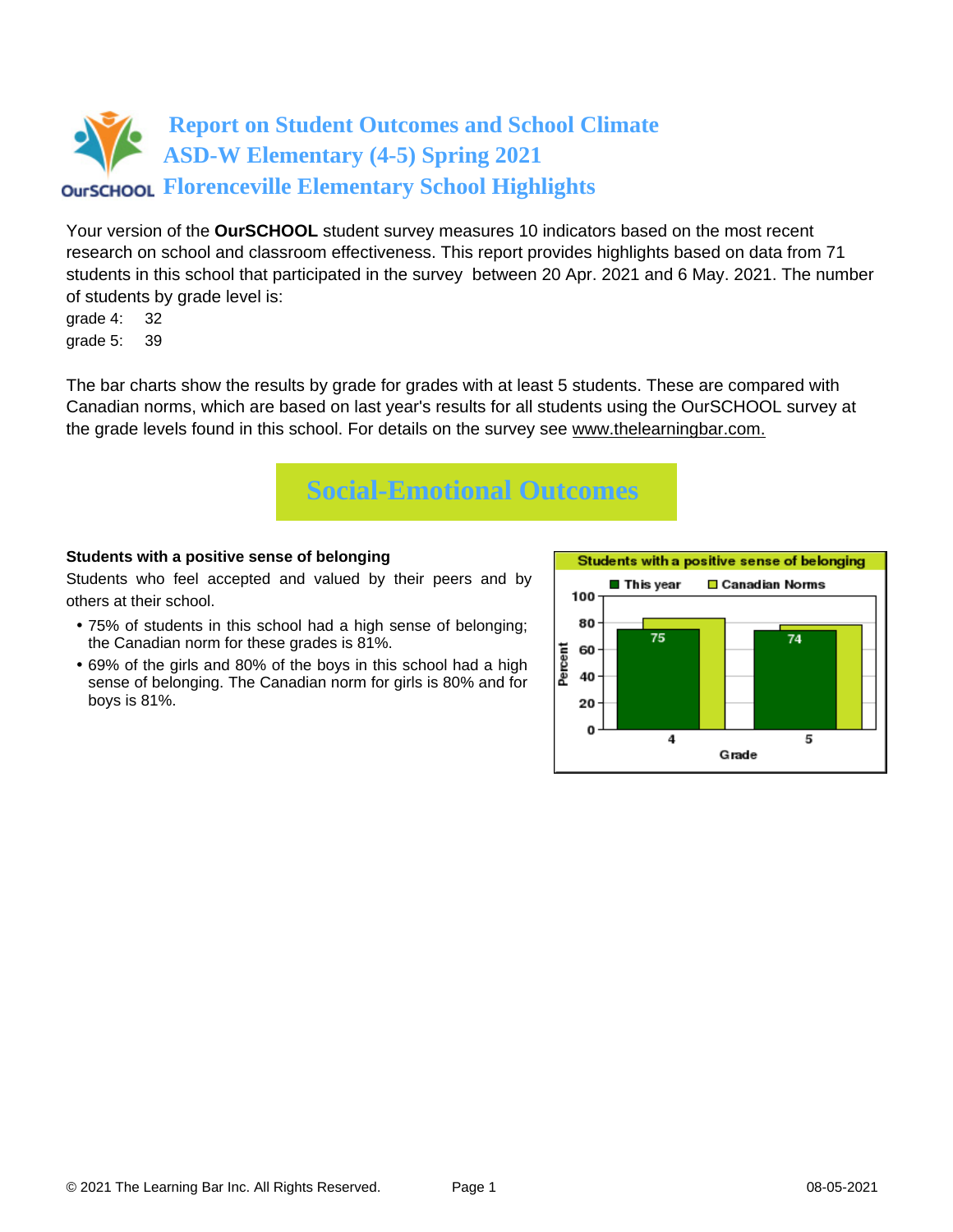# Report on Student Outcomes and School Climate
# ASD-W Elementary (4-5) Spring 2021
# Florenceville Elementary School Highlights

Your version of the **OurSCHOOL** student survey measures 10 indicators based on the most recent research on school and classroom effectiveness. This report provides highlights based on data from 71 students in this school that participated in the survey between 20 Apr. 2021 and 6 May. 2021. The number of students by grade level is:

grade 4: 32
grade 5: 39

The bar charts show the results by grade for grades with at least 5 students. These are compared with Canadian norms, which are based on last year's results for all students using the OurSCHOOL survey at the grade levels found in this school. For details on the survey see www.thelearningbar.com.

## Social-Emotional Outcomes

**Students with a positive sense of belonging**

Students who feel accepted and valued by their peers and by others at their school.

- 75% of students in this school had a high sense of belonging; the Canadian norm for these grades is 81%.
- 69% of the girls and 80% of the boys in this school had a high sense of belonging. The Canadian norm for girls is 80% and for boys is 81%.

**Students with a positive sense of belonging** (Percent)

| Grade | This year | Canadian Norms |
|---|---|---|
| 4 | 75 | |
| 5 | 74 | |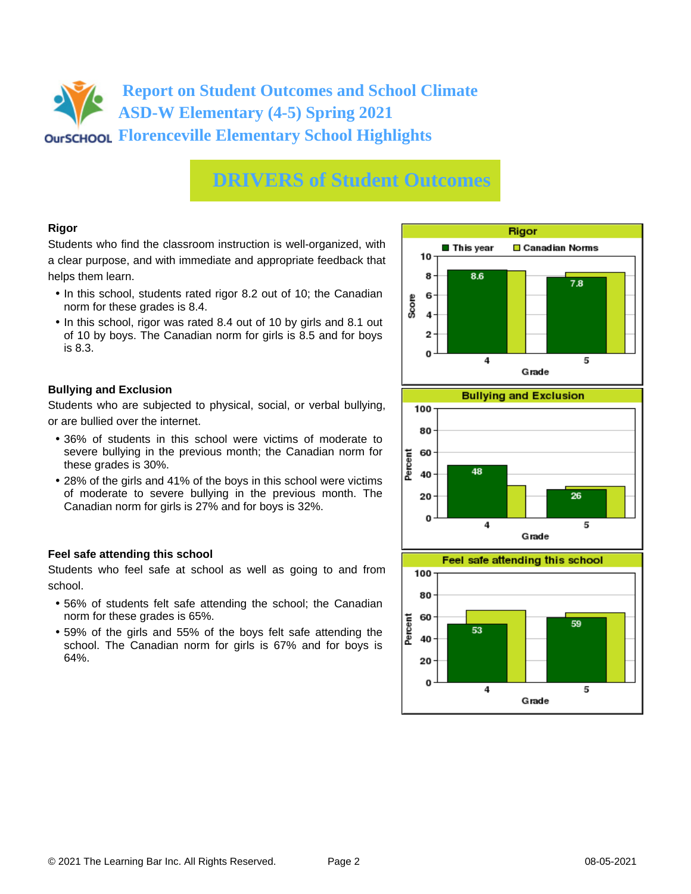# Report on Student Outcomes and School Climate
# ASD-W Elementary (4-5) Spring 2021
# Florenceville Elementary School Highlights

## DRIVERS of Student Outcomes

### Rigor

Students who find the classroom instruction is well-organized, with a clear purpose, and with immediate and appropriate feedback that helps them learn.

- In this school, students rated rigor 8.2 out of 10; the Canadian norm for these grades is 8.4.
- In this school, rigor was rated 8.4 out of 10 by girls and 8.1 out of 10 by boys. The Canadian norm for girls is 8.5 and for boys is 8.3.

**Rigor** (Score)

| Grade | This year | Canadian Norms |
|---|---|---|
| 4 | 8.6 | |
| 5 | 7.8 | |

### Bullying and Exclusion

Students who are subjected to physical, social, or verbal bullying, or are bullied over the internet.

- 36% of students in this school were victims of moderate to severe bullying in the previous month; the Canadian norm for these grades is 30%.
- 28% of the girls and 41% of the boys in this school were victims of moderate to severe bullying in the previous month. The Canadian norm for girls is 27% and for boys is 32%.

**Bullying and Exclusion** (Percent)

| Grade | This year | Canadian Norms |
|---|---|---|
| 4 | 48 | |
| 5 | 26 | |

### Feel safe attending this school

Students who feel safe at school as well as going to and from school.

- 56% of students felt safe attending the school; the Canadian norm for these grades is 65%.
- 59% of the girls and 55% of the boys felt safe attending the school. The Canadian norm for girls is 67% and for boys is 64%.

**Feel safe attending this school** (Percent)

| Grade | This year | Canadian Norms |
|---|---|---|
| 4 | 53 | |
| 5 | 59 | |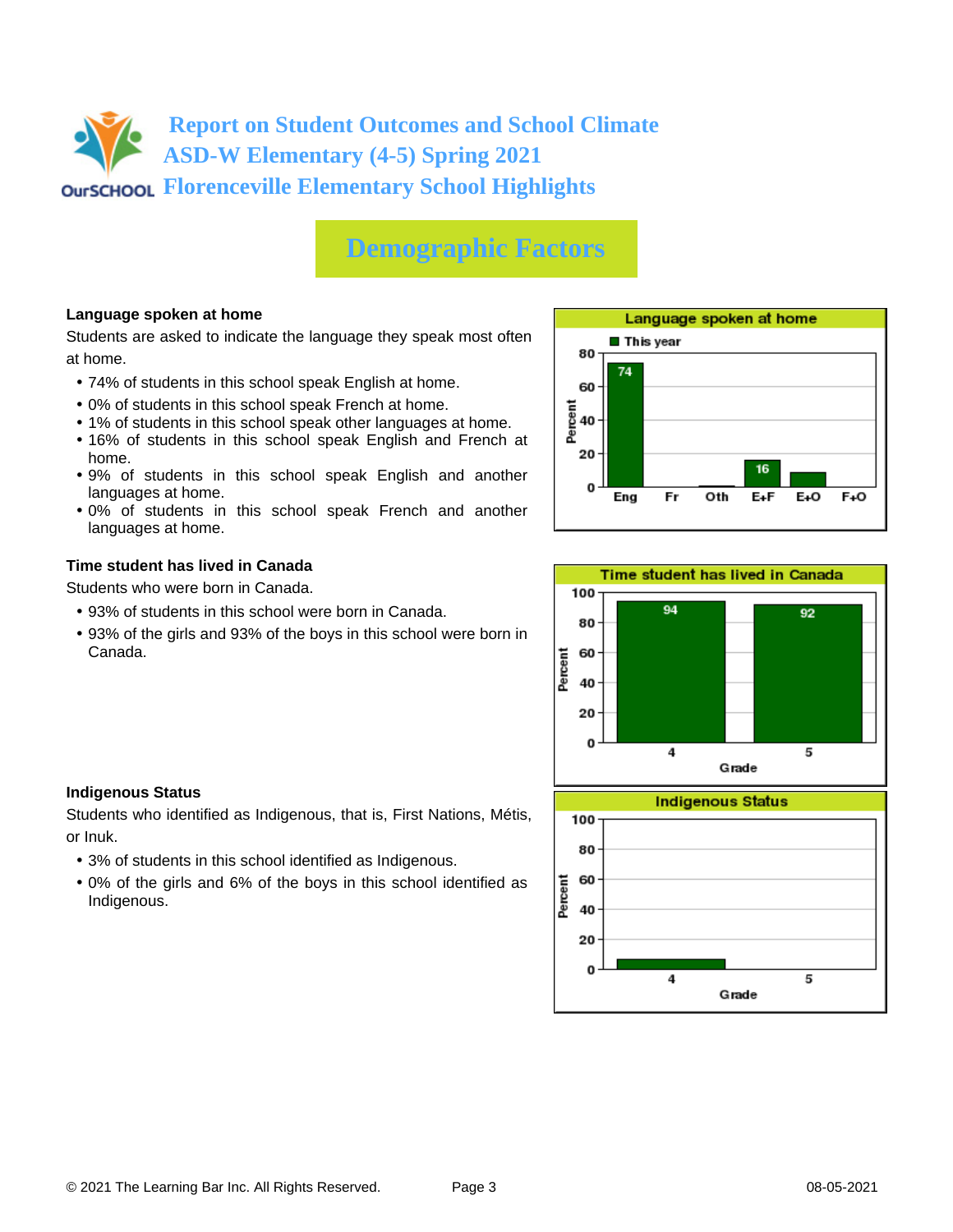# Report on Student Outcomes and School Climate
## ASD-W Elementary (4-5) Spring 2021
## Florenceville Elementary School Highlights

# Demographic Factors

**Language spoken at home**

Students are asked to indicate the language they speak most often at home.

- 74% of students in this school speak English at home.
- 0% of students in this school speak French at home.
- 1% of students in this school speak other languages at home.
- 16% of students in this school speak English and French at home.
- 9% of students in this school speak English and another languages at home.
- 0% of students in this school speak French and another languages at home.

**Language spoken at home**

| | Eng | Fr | Oth | E+F | E+O | F+O |
|---|---|---|---|---|---|---|
| This year (Percent) | 74 | | | 16 | | |

**Time student has lived in Canada**

Students who were born in Canada.

- 93% of students in this school were born in Canada.
- 93% of the girls and 93% of the boys in this school were born in Canada.

**Time student has lived in Canada**

| Grade | 4 | 5 |
|---|---|---|
| Percent | 94 | 92 |

**Indigenous Status**

Students who identified as Indigenous, that is, First Nations, Métis, or Inuk.

- 3% of students in this school identified as Indigenous.
- 0% of the girls and 6% of the boys in this school identified as Indigenous.

**Indigenous Status**

| Grade | 4 | 5 |
|---|---|---|
| Percent | | |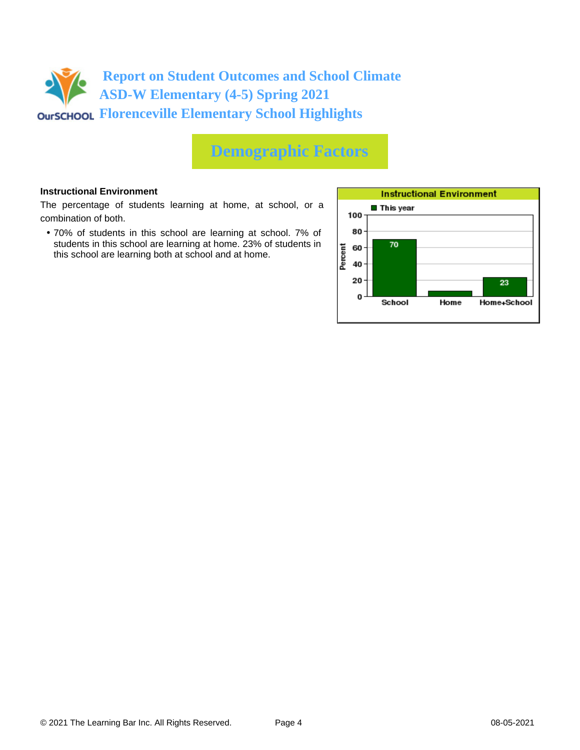# Report on Student Outcomes and School Climate
# ASD-W Elementary (4-5) Spring 2021
# Florenceville Elementary School Highlights

## Demographic Factors

**Instructional Environment**

The percentage of students learning at home, at school, or a combination of both.

- 70% of students in this school are learning at school. 7% of students in this school are learning at home. 23% of students in this school are learning both at school and at home.

**Instructional Environment**

| | School | Home | Home+School |
|---|---|---|---|
| This year (Percent) | 70 | 7 | 23 |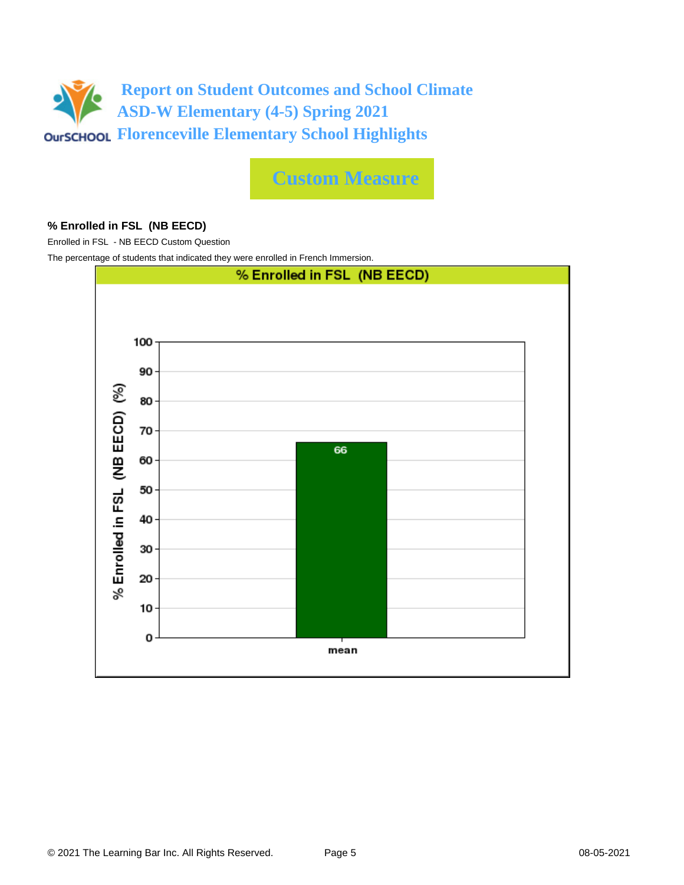# Report on Student Outcomes and School Climate
## ASD-W Elementary (4-5) Spring 2021
## Florenceville Elementary School Highlights

## Custom Measure

### % Enrolled in FSL (NB EECD)

Enrolled in FSL - NB EECD Custom Question

The percentage of students that indicated they were enrolled in French Immersion.

**% Enrolled in FSL (NB EECD)**

| | % Enrolled in FSL (NB EECD) (%) |
|---|---|
| mean | 66 |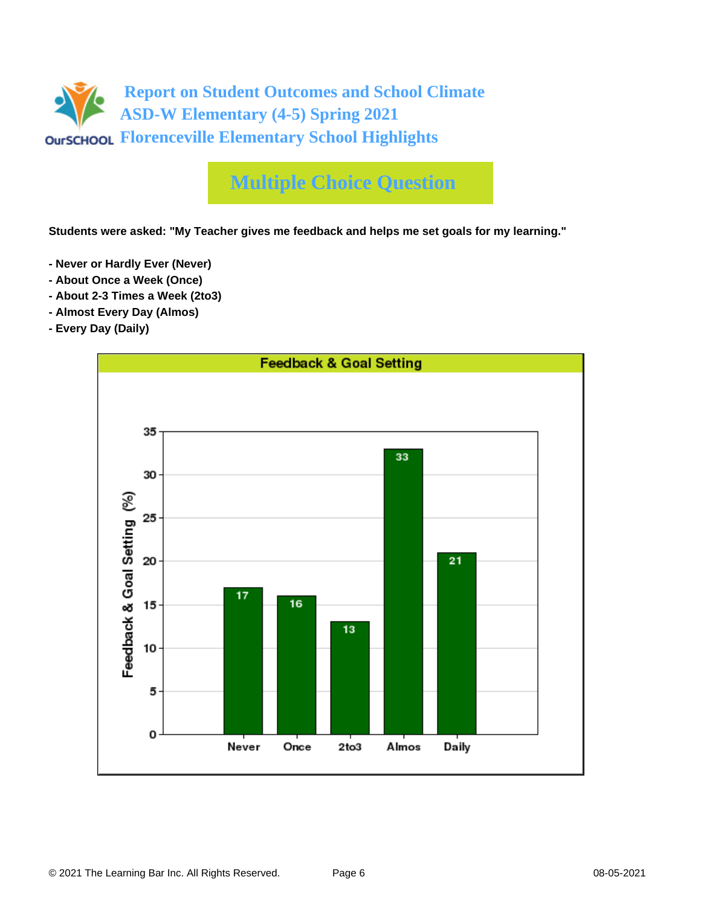# Report on Student Outcomes and School Climate
## ASD-W Elementary (4-5) Spring 2021
## Florenceville Elementary School Highlights

## Multiple Choice Question

**Students were asked: "My Teacher gives me feedback and helps me set goals for my learning."**

- **Never or Hardly Ever (Never)**
- **About Once a Week (Once)**
- **About 2-3 Times a Week (2to3)**
- **Almost Every Day (Almos)**
- **Every Day (Daily)**

**Feedback & Goal Setting**

| Response | Feedback & Goal Setting (%) |
|---|---|
| Never | 17 |
| Once | 16 |
| 2to3 | 13 |
| Almos | 33 |
| Daily | 21 |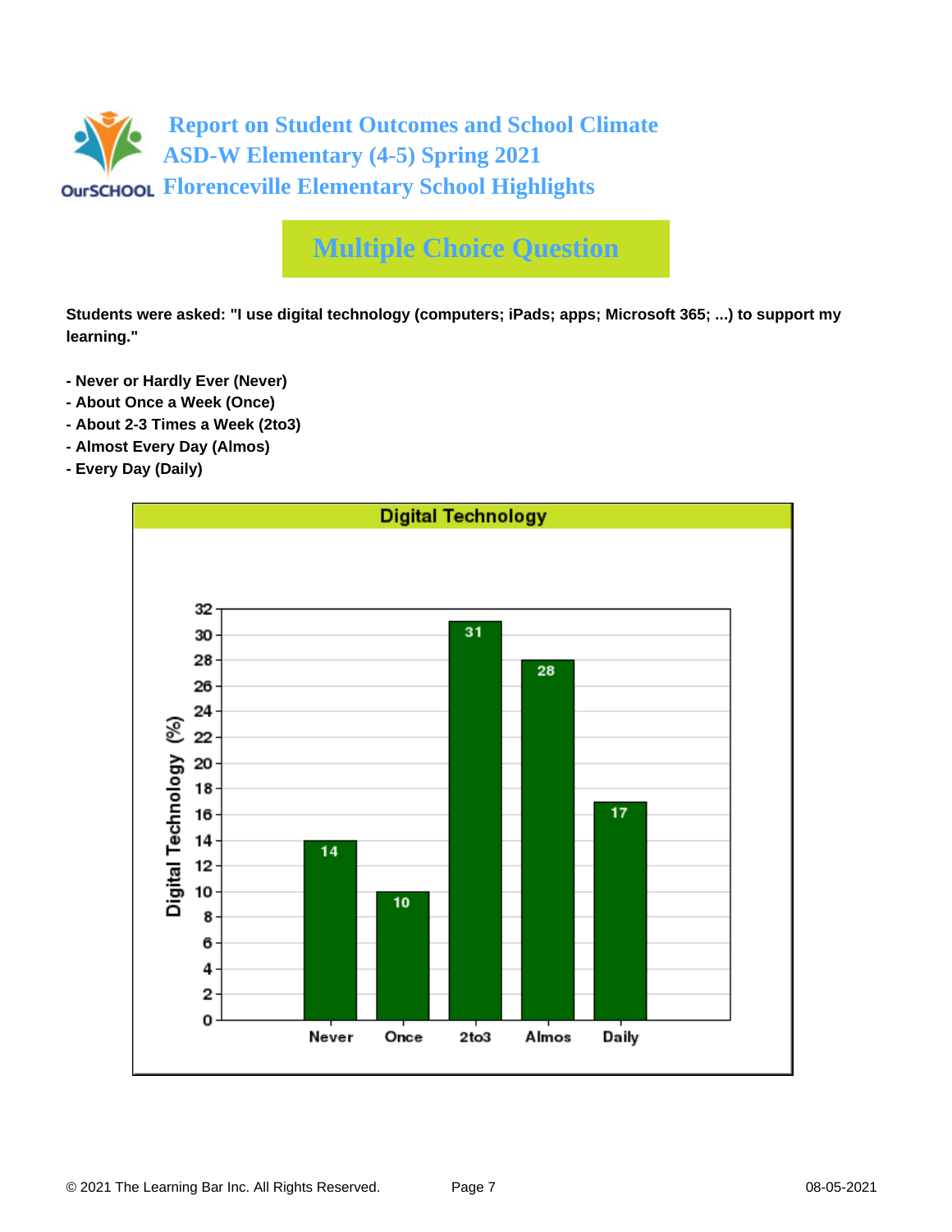# Report on Student Outcomes and School Climate
## ASD-W Elementary (4-5) Spring 2021
## Florenceville Elementary School Highlights

OurSCHOOL

## Multiple Choice Question

**Students were asked: "I use digital technology (computers; iPads; apps; Microsoft 365; ...) to support my learning."**

- **Never or Hardly Ever (Never)**
- **About Once a Week (Once)**
- **About 2-3 Times a Week (2to3)**
- **Almost Every Day (Almos)**
- **Every Day (Daily)**

Digital Technology

Digital Technology (%)

0
2
4
6
8
10
12
14
16
18
20
22
24
26
28
30
32

14
10
31
28
17

Never
Once
2to3
Almos
Daily

© 2021 The Learning Bar Inc. All Rights Reserved.

08-05-2021